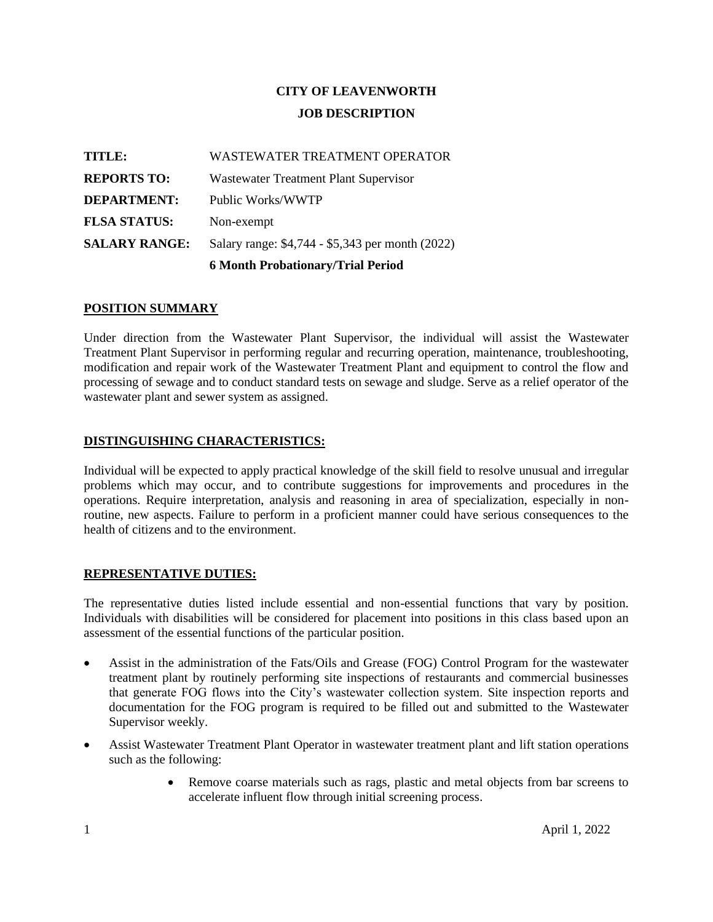# CITY OF LEAVENWORTH

## JOB DESCRIPTION

**TITLE:** WASTEWATER TREATMENT OPERATOR

**REPORTS TO:** Wastewater Treatment Plant Supervisor

**DEPARTMENT:** Public Works/WWTP

**FLSA STATUS:** Non-exempt

**SALARY RANGE:** Salary range: $4,744 - $5,343 per month (2022)

**6 Month Probationary/Trial Period**

## POSITION SUMMARY

Under direction from the Wastewater Plant Supervisor, the individual will assist the Wastewater Treatment Plant Supervisor in performing regular and recurring operation, maintenance, troubleshooting, modification and repair work of the Wastewater Treatment Plant and equipment to control the flow and processing of sewage and to conduct standard tests on sewage and sludge. Serve as a relief operator of the wastewater plant and sewer system as assigned.

## DISTINGUISHING CHARACTERISTICS:

Individual will be expected to apply practical knowledge of the skill field to resolve unusual and irregular problems which may occur, and to contribute suggestions for improvements and procedures in the operations. Require interpretation, analysis and reasoning in area of specialization, especially in non-routine, new aspects. Failure to perform in a proficient manner could have serious consequences to the health of citizens and to the environment.

## REPRESENTATIVE DUTIES:

The representative duties listed include essential and non-essential functions that vary by position. Individuals with disabilities will be considered for placement into positions in this class based upon an assessment of the essential functions of the particular position.

- Assist in the administration of the Fats/Oils and Grease (FOG) Control Program for the wastewater treatment plant by routinely performing site inspections of restaurants and commercial businesses that generate FOG flows into the City's wastewater collection system. Site inspection reports and documentation for the FOG program is required to be filled out and submitted to the Wastewater Supervisor weekly.
- Assist Wastewater Treatment Plant Operator in wastewater treatment plant and lift station operations such as the following:
  - Remove coarse materials such as rags, plastic and metal objects from bar screens to accelerate influent flow through initial screening process.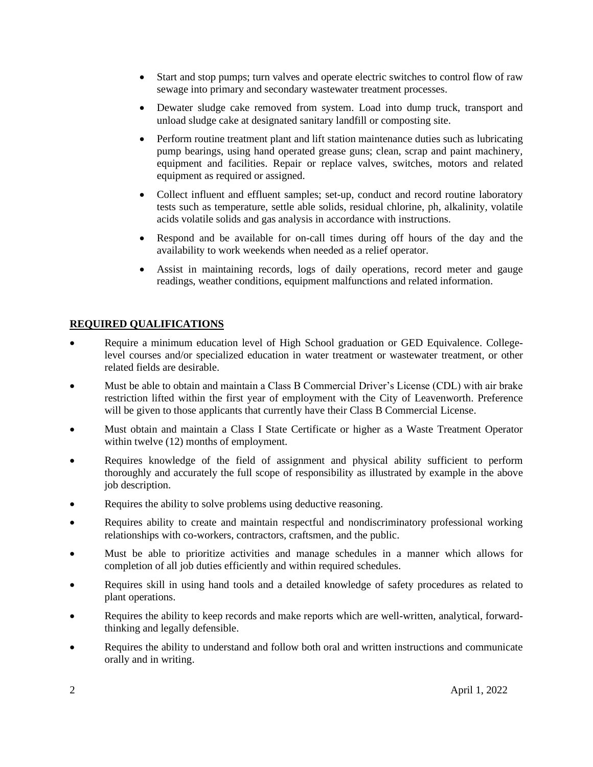- Start and stop pumps; turn valves and operate electric switches to control flow of raw sewage into primary and secondary wastewater treatment processes.
- Dewater sludge cake removed from system. Load into dump truck, transport and unload sludge cake at designated sanitary landfill or composting site.
- Perform routine treatment plant and lift station maintenance duties such as lubricating pump bearings, using hand operated grease guns; clean, scrap and paint machinery, equipment and facilities. Repair or replace valves, switches, motors and related equipment as required or assigned.
- Collect influent and effluent samples; set-up, conduct and record routine laboratory tests such as temperature, settle able solids, residual chlorine, ph, alkalinity, volatile acids volatile solids and gas analysis in accordance with instructions.
- Respond and be available for on-call times during off hours of the day and the availability to work weekends when needed as a relief operator.
- Assist in maintaining records, logs of daily operations, record meter and gauge readings, weather conditions, equipment malfunctions and related information.

## REQUIRED QUALIFICATIONS

- Require a minimum education level of High School graduation or GED Equivalence. College-level courses and/or specialized education in water treatment or wastewater treatment, or other related fields are desirable.
- Must be able to obtain and maintain a Class B Commercial Driver's License (CDL) with air brake restriction lifted within the first year of employment with the City of Leavenworth. Preference will be given to those applicants that currently have their Class B Commercial License.
- Must obtain and maintain a Class I State Certificate or higher as a Waste Treatment Operator within twelve (12) months of employment.
- Requires knowledge of the field of assignment and physical ability sufficient to perform thoroughly and accurately the full scope of responsibility as illustrated by example in the above job description.
- Requires the ability to solve problems using deductive reasoning.
- Requires ability to create and maintain respectful and nondiscriminatory professional working relationships with co-workers, contractors, craftsmen, and the public.
- Must be able to prioritize activities and manage schedules in a manner which allows for completion of all job duties efficiently and within required schedules.
- Requires skill in using hand tools and a detailed knowledge of safety procedures as related to plant operations.
- Requires the ability to keep records and make reports which are well-written, analytical, forward-thinking and legally defensible.
- Requires the ability to understand and follow both oral and written instructions and communicate orally and in writing.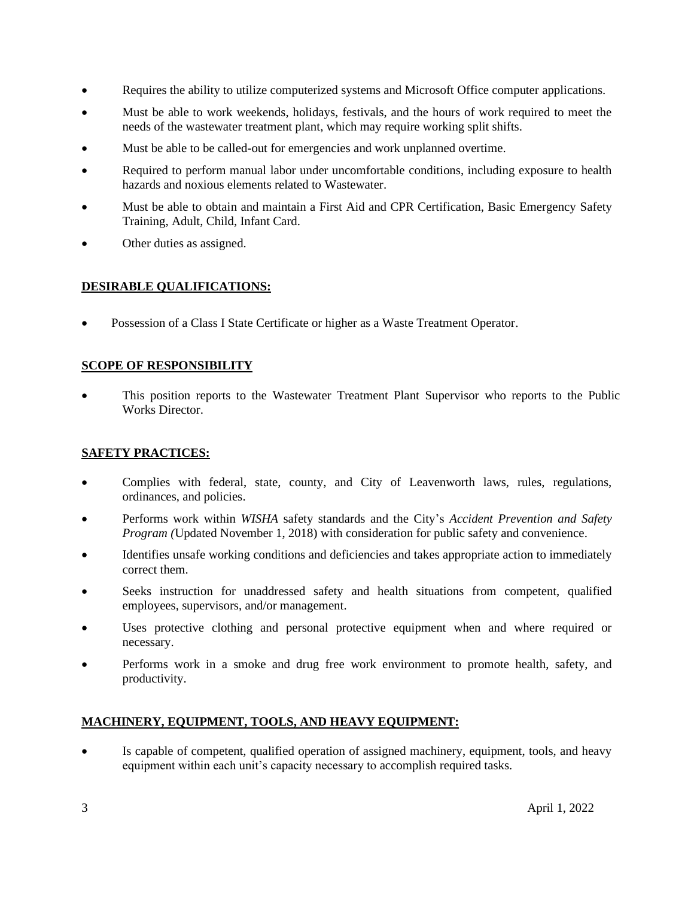- Requires the ability to utilize computerized systems and Microsoft Office computer applications.
- Must be able to work weekends, holidays, festivals, and the hours of work required to meet the needs of the wastewater treatment plant, which may require working split shifts.
- Must be able to be called-out for emergencies and work unplanned overtime.
- Required to perform manual labor under uncomfortable conditions, including exposure to health hazards and noxious elements related to Wastewater.
- Must be able to obtain and maintain a First Aid and CPR Certification, Basic Emergency Safety Training, Adult, Child, Infant Card.
- Other duties as assigned.

## DESIRABLE QUALIFICATIONS:

- Possession of a Class I State Certificate or higher as a Waste Treatment Operator.

## SCOPE OF RESPONSIBILITY

- This position reports to the Wastewater Treatment Plant Supervisor who reports to the Public Works Director.

## SAFETY PRACTICES:

- Complies with federal, state, county, and City of Leavenworth laws, rules, regulations, ordinances, and policies.
- Performs work within *WISHA* safety standards and the City's *Accident Prevention and Safety Program (*Updated November 1, 2018) with consideration for public safety and convenience.
- Identifies unsafe working conditions and deficiencies and takes appropriate action to immediately correct them.
- Seeks instruction for unaddressed safety and health situations from competent, qualified employees, supervisors, and/or management.
- Uses protective clothing and personal protective equipment when and where required or necessary.
- Performs work in a smoke and drug free work environment to promote health, safety, and productivity.

## MACHINERY, EQUIPMENT, TOOLS, AND HEAVY EQUIPMENT:

- Is capable of competent, qualified operation of assigned machinery, equipment, tools, and heavy equipment within each unit's capacity necessary to accomplish required tasks.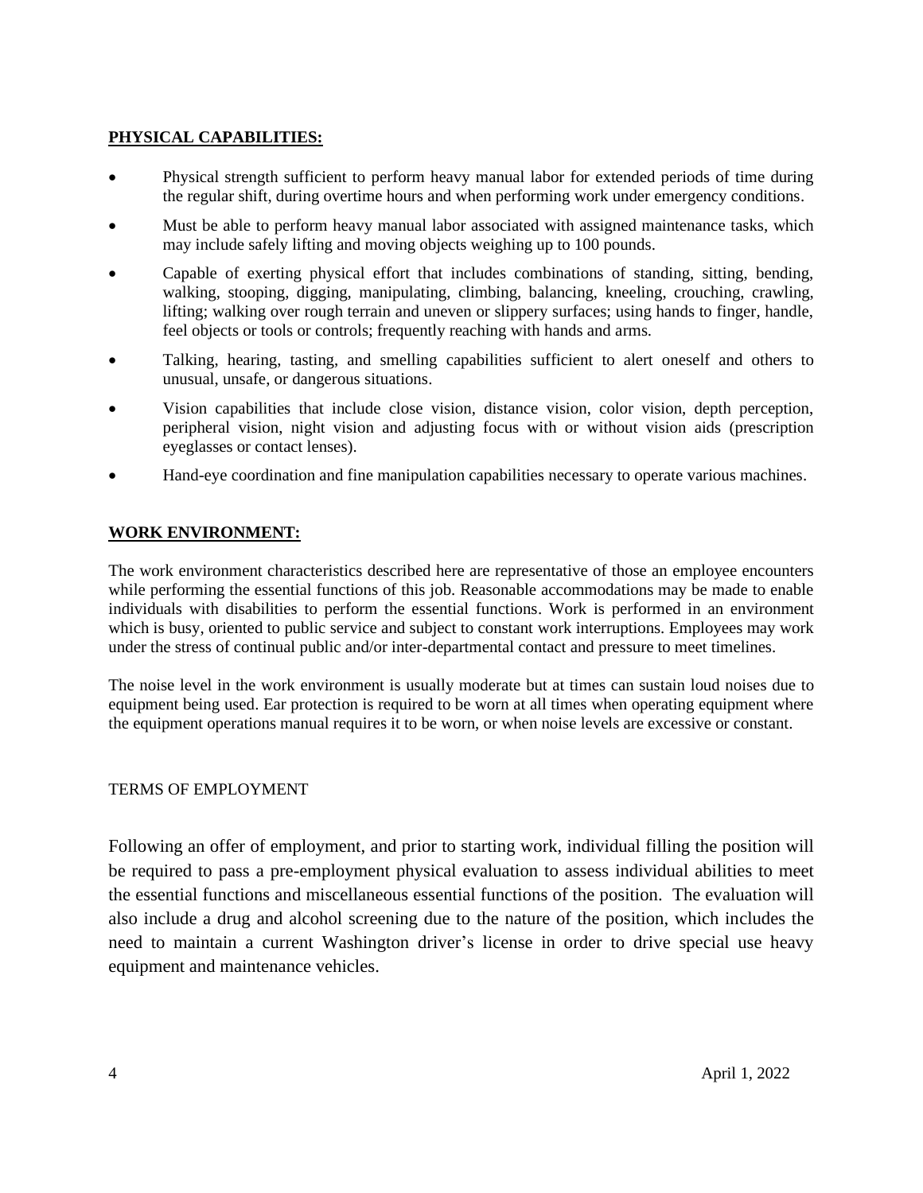**PHYSICAL CAPABILITIES:**

- Physical strength sufficient to perform heavy manual labor for extended periods of time during the regular shift, during overtime hours and when performing work under emergency conditions.
- Must be able to perform heavy manual labor associated with assigned maintenance tasks, which may include safely lifting and moving objects weighing up to 100 pounds.
- Capable of exerting physical effort that includes combinations of standing, sitting, bending, walking, stooping, digging, manipulating, climbing, balancing, kneeling, crouching, crawling, lifting; walking over rough terrain and uneven or slippery surfaces; using hands to finger, handle, feel objects or tools or controls; frequently reaching with hands and arms.
- Talking, hearing, tasting, and smelling capabilities sufficient to alert oneself and others to unusual, unsafe, or dangerous situations.
- Vision capabilities that include close vision, distance vision, color vision, depth perception, peripheral vision, night vision and adjusting focus with or without vision aids (prescription eyeglasses or contact lenses).
- Hand-eye coordination and fine manipulation capabilities necessary to operate various machines.

**WORK ENVIRONMENT:**

The work environment characteristics described here are representative of those an employee encounters while performing the essential functions of this job. Reasonable accommodations may be made to enable individuals with disabilities to perform the essential functions. Work is performed in an environment which is busy, oriented to public service and subject to constant work interruptions. Employees may work under the stress of continual public and/or inter-departmental contact and pressure to meet timelines.

The noise level in the work environment is usually moderate but at times can sustain loud noises due to equipment being used. Ear protection is required to be worn at all times when operating equipment where the equipment operations manual requires it to be worn, or when noise levels are excessive or constant.

TERMS OF EMPLOYMENT

Following an offer of employment, and prior to starting work, individual filling the position will be required to pass a pre-employment physical evaluation to assess individual abilities to meet the essential functions and miscellaneous essential functions of the position. The evaluation will also include a drug and alcohol screening due to the nature of the position, which includes the need to maintain a current Washington driver's license in order to drive special use heavy equipment and maintenance vehicles.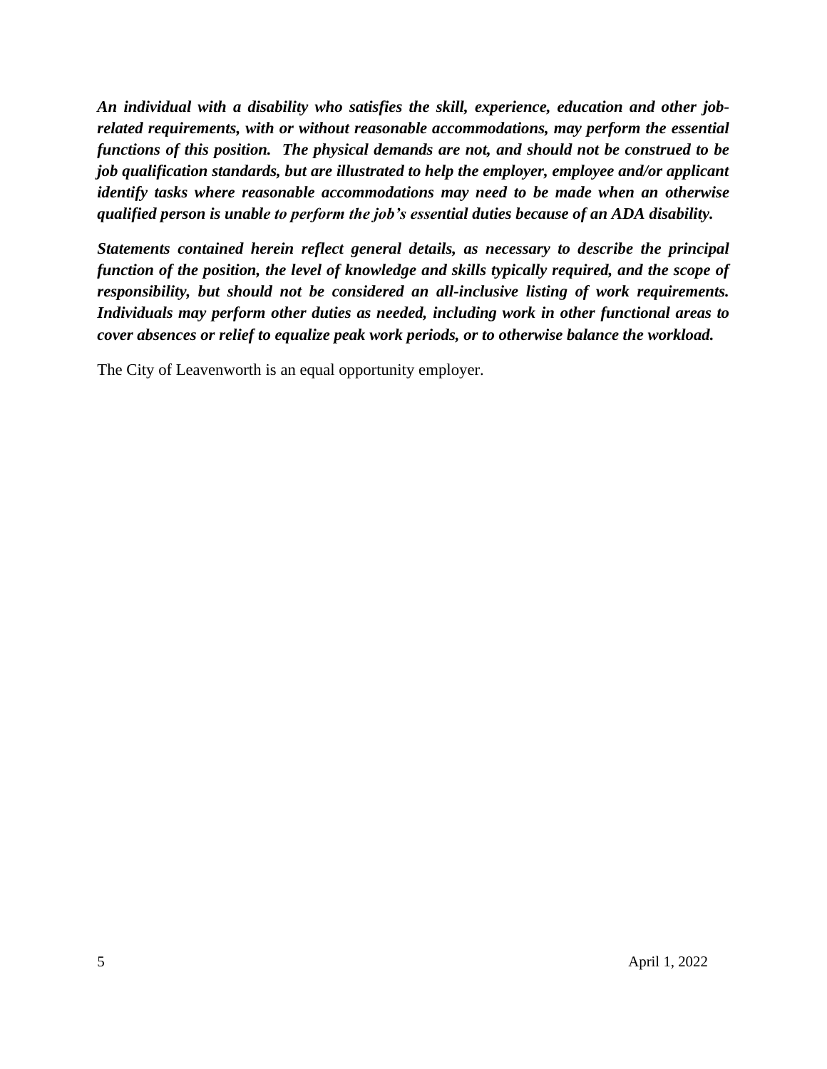***An individual with a disability who satisfies the skill, experience, education and other job-related requirements, with or without reasonable accommodations, may perform the essential functions of this position. The physical demands are not, and should not be construed to be job qualification standards, but are illustrated to help the employer, employee and/or applicant identify tasks where reasonable accommodations may need to be made when an otherwise qualified person is unable to perform the job's essential duties because of an ADA disability.***

***Statements contained herein reflect general details, as necessary to describe the principal function of the position, the level of knowledge and skills typically required, and the scope of responsibility, but should not be considered an all-inclusive listing of work requirements. Individuals may perform other duties as needed, including work in other functional areas to cover absences or relief to equalize peak work periods, or to otherwise balance the workload.***

The City of Leavenworth is an equal opportunity employer.